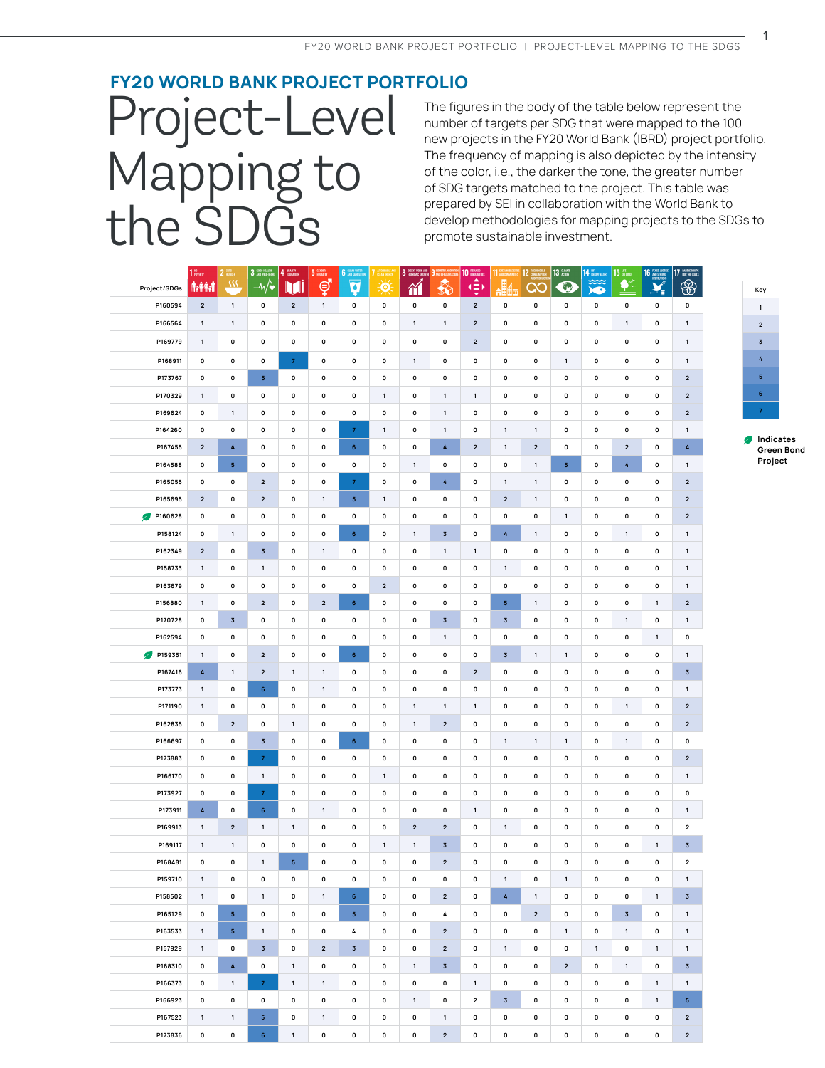## FY20 WORLD BANK PROJECT PORTFOLIO

# Project-Level Mapping to the SDGs

The figures in the body of the table below represent the number of targets per SDG that were mapped to the 100 new projects in the FY20 World Bank (IBRD) project portfolio. The frequency of mapping is also depicted by the intensity of the color, i.e., the darker the tone, the greater number of SDG targets matched to the project. This table was prepared by SEI in collaboration with the World Bank to develop methodologies for mapping projects to the SDGs to promote sustainable investment.

| Project/SDGs | 1 No Poverty | 2 Zero Hunger | 3 Good Health and Well-Being | 4 Quality Education | 5 Gender Equality | 6 Clean Water and Sanitation | 7 Affordable and Clean Energy | 8 Decent Work and Economic Growth | 9 Industry, Innovation and Infrastructure | 10 Reduced Inequalities | 11 Sustainable Cities and Communities | 12 Responsible Consumption and Production | 13 Climate Action | 14 Life Below Water | 15 Life on Land | 16 Peace, Justice and Strong Institutions | 17 Partnerships for the Goals |
|---|---|---|---|---|---|---|---|---|---|---|---|---|---|---|---|---|---|
| P160594 | 2 | 1 | 0 | 2 | 1 | 0 | 0 | 0 | 0 | 2 | 0 | 0 | 0 | 0 | 0 | 0 | 0 |
| P166564 | 1 | 1 | 0 | 0 | 0 | 0 | 0 | 1 | 1 | 2 | 0 | 0 | 0 | 0 | 1 | 0 | 1 |
| P169779 | 1 | 0 | 0 | 0 | 0 | 0 | 0 | 0 | 0 | 2 | 0 | 0 | 0 | 0 | 0 | 0 | 1 |
| P168911 | 0 | 0 | 0 | 7 | 0 | 0 | 0 | 1 | 0 | 0 | 0 | 0 | 1 | 0 | 0 | 0 | 1 |
| P173767 | 0 | 0 | 5 | 0 | 0 | 0 | 0 | 0 | 0 | 0 | 0 | 0 | 0 | 0 | 0 | 0 | 2 |
| P170329 | 1 | 0 | 0 | 0 | 0 | 0 | 1 | 0 | 1 | 1 | 0 | 0 | 0 | 0 | 0 | 0 | 2 |
| P169624 | 0 | 1 | 0 | 0 | 0 | 0 | 0 | 0 | 1 | 0 | 0 | 0 | 0 | 0 | 0 | 0 | 2 |
| P164260 | 0 | 0 | 0 | 0 | 0 | 7 | 1 | 0 | 1 | 0 | 1 | 1 | 0 | 0 | 0 | 0 | 1 |
| P167455 | 2 | 4 | 0 | 0 | 0 | 6 | 0 | 0 | 4 | 2 | 1 | 2 | 0 | 0 | 2 | 0 | 4 |
| P164588 | 0 | 5 | 0 | 0 | 0 | 0 | 0 | 1 | 0 | 0 | 0 | 1 | 5 | 0 | 4 | 0 | 1 |
| P165055 | 0 | 0 | 2 | 0 | 0 | 7 | 0 | 0 | 4 | 0 | 1 | 1 | 0 | 0 | 0 | 0 | 2 |
| P165695 | 2 | 0 | 2 | 0 | 1 | 5 | 1 | 0 | 0 | 0 | 2 | 1 | 0 | 0 | 0 | 0 | 2 |
| P160628 (Green Bond Project) | 0 | 0 | 0 | 0 | 0 | 0 | 0 | 0 | 0 | 0 | 0 | 0 | 1 | 0 | 0 | 0 | 2 |
| P158124 | 0 | 1 | 0 | 0 | 0 | 6 | 0 | 1 | 3 | 0 | 4 | 1 | 0 | 0 | 1 | 0 | 1 |
| P162349 | 2 | 0 | 3 | 0 | 1 | 0 | 0 | 0 | 1 | 1 | 0 | 0 | 0 | 0 | 0 | 0 | 1 |
| P158733 | 1 | 0 | 1 | 0 | 0 | 0 | 0 | 0 | 0 | 0 | 1 | 0 | 0 | 0 | 0 | 0 | 1 |
| P163679 | 0 | 0 | 0 | 0 | 0 | 0 | 2 | 0 | 0 | 0 | 0 | 0 | 0 | 0 | 0 | 0 | 1 |
| P156880 | 1 | 0 | 2 | 0 | 2 | 6 | 0 | 0 | 0 | 0 | 5 | 1 | 0 | 0 | 0 | 1 | 2 |
| P170728 | 0 | 3 | 0 | 0 | 0 | 0 | 0 | 0 | 3 | 0 | 3 | 0 | 0 | 0 | 1 | 0 | 1 |
| P162594 | 0 | 0 | 0 | 0 | 0 | 0 | 0 | 0 | 1 | 0 | 0 | 0 | 0 | 0 | 0 | 1 | 0 |
| P159351 (Green Bond Project) | 1 | 0 | 2 | 0 | 0 | 6 | 0 | 0 | 0 | 0 | 3 | 1 | 1 | 0 | 0 | 0 | 1 |
| P167416 | 4 | 1 | 2 | 1 | 1 | 0 | 0 | 0 | 0 | 2 | 0 | 0 | 0 | 0 | 0 | 0 | 3 |
| P173773 | 1 | 0 | 6 | 0 | 1 | 0 | 0 | 0 | 0 | 0 | 0 | 0 | 0 | 0 | 0 | 0 | 1 |
| P171190 | 1 | 0 | 0 | 0 | 0 | 0 | 0 | 1 | 1 | 1 | 0 | 0 | 0 | 0 | 1 | 0 | 2 |
| P162835 | 0 | 2 | 0 | 1 | 0 | 0 | 0 | 1 | 2 | 0 | 0 | 0 | 0 | 0 | 0 | 0 | 2 |
| P166697 | 0 | 0 | 3 | 0 | 0 | 6 | 0 | 0 | 0 | 0 | 1 | 1 | 1 | 0 | 1 | 0 | 0 |
| P173883 | 0 | 0 | 7 | 0 | 0 | 0 | 0 | 0 | 0 | 0 | 0 | 0 | 0 | 0 | 0 | 0 | 2 |
| P166170 | 0 | 0 | 1 | 0 | 0 | 0 | 1 | 0 | 0 | 0 | 0 | 0 | 0 | 0 | 0 | 0 | 1 |
| P173927 | 0 | 0 | 7 | 0 | 0 | 0 | 0 | 0 | 0 | 0 | 0 | 0 | 0 | 0 | 0 | 0 | 0 |
| P173911 | 4 | 0 | 6 | 0 | 1 | 0 | 0 | 0 | 0 | 1 | 0 | 0 | 0 | 0 | 0 | 0 | 1 |
| P169913 | 1 | 2 | 1 | 1 | 0 | 0 | 0 | 2 | 2 | 0 | 1 | 0 | 0 | 0 | 0 | 0 | 2 |
| P169117 | 1 | 1 | 0 | 0 | 0 | 0 | 1 | 1 | 3 | 0 | 0 | 0 | 0 | 0 | 0 | 1 | 3 |
| P168481 | 0 | 0 | 1 | 5 | 0 | 0 | 0 | 0 | 2 | 0 | 0 | 0 | 0 | 0 | 0 | 0 | 2 |
| P159710 | 1 | 0 | 0 | 0 | 0 | 0 | 0 | 0 | 0 | 0 | 1 | 0 | 1 | 0 | 0 | 0 | 1 |
| P158502 | 1 | 0 | 1 | 0 | 1 | 6 | 0 | 0 | 2 | 0 | 4 | 1 | 0 | 0 | 0 | 1 | 3 |
| P165129 | 0 | 5 | 0 | 0 | 0 | 5 | 0 | 0 | 4 | 0 | 0 | 2 | 0 | 0 | 3 | 0 | 1 |
| P163533 | 1 | 5 | 1 | 0 | 0 | 4 | 0 | 0 | 2 | 0 | 0 | 0 | 1 | 0 | 1 | 0 | 1 |
| P157929 | 1 | 0 | 3 | 0 | 2 | 3 | 0 | 0 | 2 | 0 | 1 | 0 | 0 | 1 | 0 | 1 | 1 |
| P168310 | 0 | 4 | 0 | 1 | 0 | 0 | 0 | 1 | 3 | 0 | 0 | 0 | 2 | 0 | 1 | 0 | 3 |
| P166373 | 0 | 1 | 7 | 1 | 1 | 0 | 0 | 0 | 0 | 1 | 0 | 0 | 0 | 0 | 0 | 1 | 1 |
| P166923 | 0 | 0 | 0 | 0 | 0 | 0 | 0 | 1 | 0 | 2 | 3 | 0 | 0 | 0 | 0 | 1 | 5 |
| P167523 | 1 | 1 | 5 | 0 | 1 | 0 | 0 | 0 | 1 | 0 | 0 | 0 | 0 | 0 | 0 | 0 | 2 |
| P173836 | 0 | 0 | 6 | 1 | 0 | 0 | 0 | 0 | 2 | 0 | 0 | 0 | 0 | 0 | 0 | 0 | 2 |

**Key:** 1, 2, 3, 4, 5, 6, 7 (darker tone indicates greater number of SDG targets matched)

Indicates Green Bond Project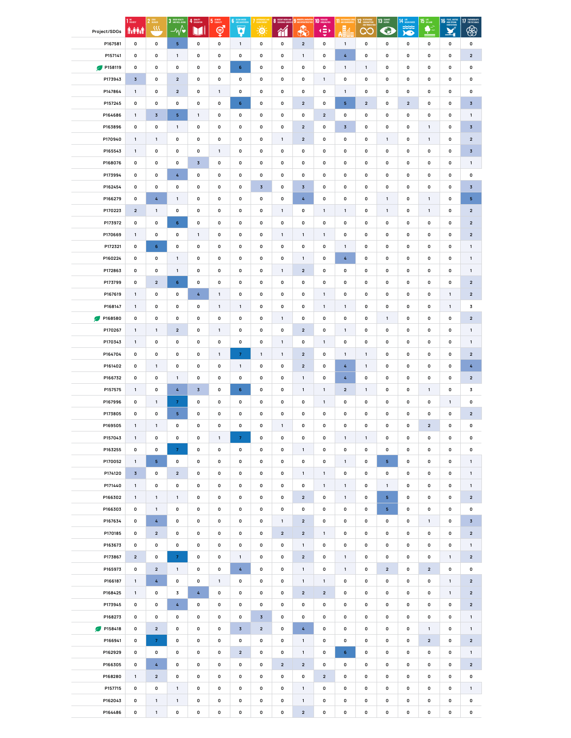| Project/SDGs | 1 No Poverty | 2 Zero Hunger | 3 Good Health and Well-Being | 4 Quality Education | 5 Gender Equality | 6 Clean Water and Sanitation | 7 Affordable and Clean Energy | 8 Decent Work and Economic Growth | 9 Industry, Innovation and Infrastructure | 10 Reduced Inequalities | 11 Sustainable Cities and Communities | 12 Responsible Consumption and Production | 13 Climate Action | 14 Life Below Water | 15 Life on Land | 16 Peace, Justice and Strong Institutions | 17 Partnerships for the Goals |
|---|---|---|---|---|---|---|---|---|---|---|---|---|---|---|---|---|---|
| P167581 | 0 | 0 | 5 | 0 | 0 | 1 | 0 | 0 | 2 | 0 | 1 | 0 | 0 | 0 | 0 | 0 | 0 |
| P157141 | 0 | 0 | 1 | 0 | 0 | 0 | 0 | 0 | 1 | 0 | 4 | 0 | 0 | 0 | 0 | 0 | 2 |
| P158119 | 0 | 0 | 0 | 0 | 0 | 6 | 0 | 0 | 0 | 0 | 1 | 1 | 0 | 0 | 0 | 0 | 0 |
| P173943 | 3 | 0 | 2 | 0 | 0 | 0 | 0 | 0 | 0 | 1 | 0 | 0 | 0 | 0 | 0 | 0 | 0 |
| P147864 | 1 | 0 | 2 | 0 | 1 | 0 | 0 | 0 | 0 | 0 | 1 | 0 | 0 | 0 | 0 | 0 | 0 |
| P157245 | 0 | 0 | 0 | 0 | 0 | 6 | 0 | 0 | 2 | 0 | 5 | 2 | 0 | 2 | 0 | 0 | 3 |
| P164686 | 1 | 3 | 5 | 1 | 0 | 0 | 0 | 0 | 0 | 2 | 0 | 0 | 0 | 0 | 0 | 0 | 1 |
| P163896 | 0 | 0 | 1 | 0 | 0 | 0 | 0 | 0 | 2 | 0 | 3 | 0 | 0 | 0 | 1 | 0 | 3 |
| P170940 | 1 | 1 | 0 | 0 | 0 | 0 | 0 | 1 | 2 | 0 | 0 | 0 | 1 | 0 | 1 | 0 | 2 |
| P165543 | 1 | 0 | 0 | 0 | 1 | 0 | 0 | 0 | 0 | 0 | 0 | 0 | 0 | 0 | 0 | 0 | 3 |
| P168076 | 0 | 0 | 0 | 3 | 0 | 0 | 0 | 0 | 0 | 0 | 0 | 0 | 0 | 0 | 0 | 0 | 1 |
| P173994 | 0 | 0 | 4 | 0 | 0 | 0 | 0 | 0 | 0 | 0 | 0 | 0 | 0 | 0 | 0 | 0 | 0 |
| P162454 | 0 | 0 | 0 | 0 | 0 | 0 | 3 | 0 | 3 | 0 | 0 | 0 | 0 | 0 | 0 | 0 | 3 |
| P166279 | 0 | 4 | 1 | 0 | 0 | 0 | 0 | 0 | 4 | 0 | 0 | 0 | 1 | 0 | 1 | 0 | 5 |
| P170223 | 2 | 1 | 0 | 0 | 0 | 0 | 0 | 1 | 0 | 1 | 1 | 0 | 1 | 0 | 1 | 0 | 2 |
| P173972 | 0 | 0 | 6 | 0 | 0 | 0 | 0 | 0 | 0 | 0 | 0 | 0 | 0 | 0 | 0 | 0 | 2 |
| P170669 | 1 | 0 | 0 | 1 | 0 | 0 | 0 | 1 | 1 | 1 | 0 | 0 | 0 | 0 | 0 | 0 | 2 |
| P172321 | 0 | 6 | 0 | 0 | 0 | 0 | 0 | 0 | 0 | 0 | 1 | 0 | 0 | 0 | 0 | 0 | 1 |
| P160224 | 0 | 0 | 1 | 0 | 0 | 0 | 0 | 0 | 1 | 0 | 4 | 0 | 0 | 0 | 0 | 0 | 1 |
| P172863 | 0 | 0 | 1 | 0 | 0 | 0 | 0 | 1 | 2 | 0 | 0 | 0 | 0 | 0 | 0 | 0 | 1 |
| P173799 | 0 | 2 | 6 | 0 | 0 | 0 | 0 | 0 | 0 | 0 | 0 | 0 | 0 | 0 | 0 | 0 | 2 |
| P167619 | 1 | 0 | 0 | 4 | 1 | 0 | 0 | 0 | 0 | 1 | 0 | 0 | 0 | 0 | 0 | 1 | 2 |
| P168147 | 1 | 0 | 0 | 0 | 1 | 1 | 0 | 0 | 0 | 1 | 1 | 0 | 0 | 0 | 0 | 1 | 3 |
| P168580 | 0 | 0 | 0 | 0 | 0 | 0 | 0 | 1 | 0 | 0 | 0 | 0 | 1 | 0 | 0 | 0 | 2 |
| P170267 | 1 | 1 | 2 | 0 | 1 | 0 | 0 | 0 | 2 | 0 | 1 | 0 | 0 | 0 | 0 | 0 | 1 |
| P170343 | 1 | 0 | 0 | 0 | 0 | 0 | 0 | 1 | 0 | 1 | 0 | 0 | 0 | 0 | 0 | 0 | 1 |
| P164704 | 0 | 0 | 0 | 0 | 1 | 7 | 1 | 1 | 2 | 0 | 1 | 1 | 0 | 0 | 0 | 0 | 2 |
| P161402 | 0 | 1 | 0 | 0 | 0 | 1 | 0 | 0 | 2 | 0 | 4 | 1 | 0 | 0 | 0 | 0 | 4 |
| P166732 | 0 | 0 | 1 | 0 | 0 | 0 | 0 | 0 | 1 | 0 | 4 | 0 | 0 | 0 | 0 | 0 | 2 |
| P157575 | 1 | 0 | 4 | 3 | 0 | 6 | 0 | 0 | 1 | 1 | 2 | 1 | 0 | 0 | 1 | 0 | 3 |
| P167996 | 0 | 1 | 7 | 0 | 0 | 0 | 0 | 0 | 0 | 1 | 0 | 0 | 0 | 0 | 0 | 1 | 0 |
| P173805 | 0 | 0 | 5 | 0 | 0 | 0 | 0 | 0 | 0 | 0 | 0 | 0 | 0 | 0 | 0 | 0 | 2 |
| P169505 | 1 | 1 | 0 | 0 | 0 | 0 | 0 | 1 | 0 | 0 | 0 | 0 | 0 | 0 | 2 | 0 | 0 |
| P157043 | 1 | 0 | 0 | 0 | 1 | 7 | 0 | 0 | 0 | 0 | 1 | 1 | 0 | 0 | 0 | 0 | 0 |
| P163255 | 0 | 0 | 7 | 0 | 0 | 0 | 0 | 0 | 1 | 0 | 0 | 0 | 0 | 0 | 0 | 0 | 0 |
| P170052 | 1 | 5 | 0 | 0 | 0 | 0 | 0 | 0 | 0 | 0 | 1 | 0 | 5 | 0 | 0 | 0 | 1 |
| P174120 | 3 | 0 | 2 | 0 | 0 | 0 | 0 | 0 | 1 | 1 | 0 | 0 | 0 | 0 | 0 | 0 | 1 |
| P171440 | 1 | 0 | 0 | 0 | 0 | 0 | 0 | 0 | 0 | 1 | 1 | 0 | 1 | 0 | 0 | 0 | 1 |
| P166302 | 1 | 1 | 1 | 0 | 0 | 0 | 0 | 0 | 2 | 0 | 1 | 0 | 5 | 0 | 0 | 0 | 2 |
| P166303 | 0 | 1 | 0 | 0 | 0 | 0 | 0 | 0 | 0 | 0 | 0 | 0 | 5 | 0 | 0 | 0 | 0 |
| P167634 | 0 | 4 | 0 | 0 | 0 | 0 | 0 | 1 | 2 | 0 | 0 | 0 | 0 | 0 | 1 | 0 | 3 |
| P170185 | 0 | 2 | 0 | 0 | 0 | 0 | 0 | 2 | 2 | 1 | 0 | 0 | 0 | 0 | 0 | 0 | 2 |
| P163673 | 0 | 0 | 0 | 0 | 0 | 0 | 0 | 0 | 1 | 0 | 0 | 0 | 0 | 0 | 0 | 0 | 1 |
| P173867 | 2 | 0 | 7 | 0 | 0 | 1 | 0 | 0 | 2 | 0 | 1 | 0 | 0 | 0 | 0 | 1 | 2 |
| P165973 | 0 | 2 | 1 | 0 | 0 | 4 | 0 | 0 | 1 | 0 | 1 | 0 | 2 | 0 | 2 | 0 | 0 |
| P166187 | 1 | 4 | 0 | 0 | 1 | 0 | 0 | 0 | 1 | 1 | 0 | 0 | 0 | 0 | 0 | 1 | 2 |
| P168425 | 1 | 0 | 3 | 4 | 0 | 0 | 0 | 0 | 2 | 2 | 0 | 0 | 0 | 0 | 0 | 1 | 2 |
| P173945 | 0 | 0 | 4 | 0 | 0 | 0 | 0 | 0 | 0 | 0 | 0 | 0 | 0 | 0 | 0 | 0 | 2 |
| P168273 | 0 | 0 | 0 | 0 | 0 | 0 | 3 | 0 | 0 | 0 | 0 | 0 | 0 | 0 | 0 | 0 | 1 |
| P158418 | 0 | 2 | 0 | 0 | 0 | 3 | 2 | 0 | 4 | 0 | 0 | 0 | 0 | 0 | 1 | 0 | 1 |
| P166941 | 0 | 7 | 0 | 0 | 0 | 0 | 0 | 0 | 1 | 0 | 0 | 0 | 0 | 0 | 2 | 0 | 2 |
| P162929 | 0 | 0 | 0 | 0 | 0 | 2 | 0 | 0 | 1 | 0 | 6 | 0 | 0 | 0 | 0 | 0 | 1 |
| P166305 | 0 | 4 | 0 | 0 | 0 | 0 | 0 | 2 | 2 | 0 | 0 | 0 | 0 | 0 | 0 | 0 | 2 |
| P168280 | 1 | 2 | 0 | 0 | 0 | 0 | 0 | 0 | 0 | 2 | 0 | 0 | 0 | 0 | 0 | 0 | 0 |
| P157715 | 0 | 0 | 1 | 0 | 0 | 0 | 0 | 0 | 1 | 0 | 0 | 0 | 0 | 0 | 0 | 0 | 1 |
| P162043 | 0 | 1 | 1 | 0 | 0 | 0 | 0 | 0 | 1 | 0 | 0 | 0 | 0 | 0 | 0 | 0 | 0 |
| P164486 | 0 | 1 | 0 | 0 | 0 | 0 | 0 | 0 | 2 | 0 | 0 | 0 | 0 | 0 | 0 | 0 | 0 |